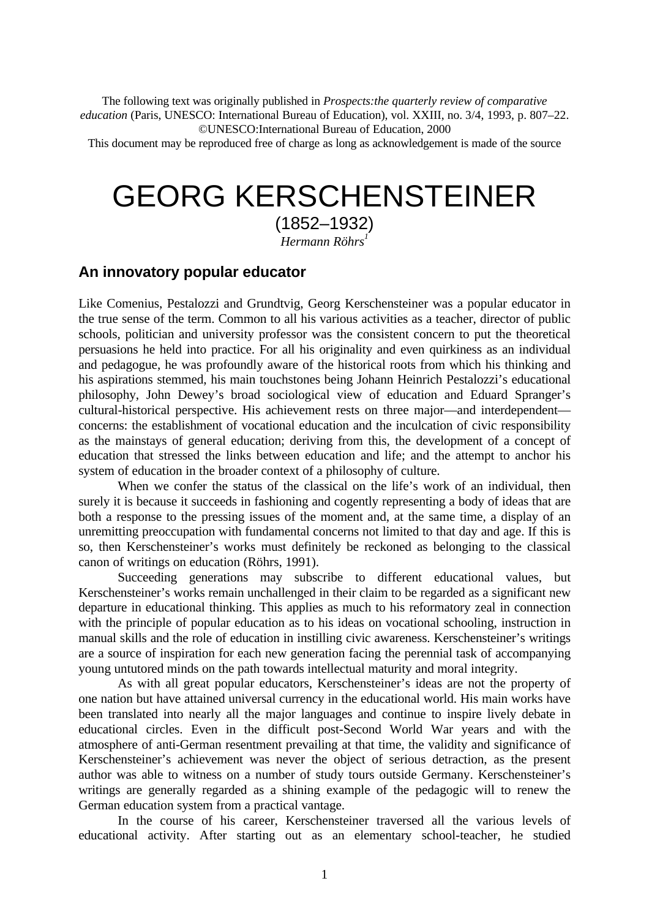The following text was originally published in *Prospects:the quarterly review of comparative education* (Paris, UNESCO: International Bureau of Education), vol. XXIII, no. 3/4, 1993, p. 807–22.
©UNESCO:International Bureau of Education, 2000
This document may be reproduced free of charge as long as acknowledgement is made of the source

# GEORG KERSCHENSTEINER

(1852–1932)

*Hermann Röhrs*[1]

## An innovatory popular educator

Like Comenius, Pestalozzi and Grundtvig, Georg Kerschensteiner was a popular educator in the true sense of the term. Common to all his various activities as a teacher, director of public schools, politician and university professor was the consistent concern to put the theoretical persuasions he held into practice. For all his originality and even quirkiness as an individual and pedagogue, he was profoundly aware of the historical roots from which his thinking and his aspirations stemmed, his main touchstones being Johann Heinrich Pestalozzi's educational philosophy, John Dewey's broad sociological view of education and Eduard Spranger's cultural-historical perspective. His achievement rests on three major—and interdependent—concerns: the establishment of vocational education and the inculcation of civic responsibility as the mainstays of general education; deriving from this, the development of a concept of education that stressed the links between education and life; and the attempt to anchor his system of education in the broader context of a philosophy of culture.

When we confer the status of the classical on the life's work of an individual, then surely it is because it succeeds in fashioning and cogently representing a body of ideas that are both a response to the pressing issues of the moment and, at the same time, a display of an unremitting preoccupation with fundamental concerns not limited to that day and age. If this is so, then Kerschensteiner's works must definitely be reckoned as belonging to the classical canon of writings on education (Röhrs, 1991).

Succeeding generations may subscribe to different educational values, but Kerschensteiner's works remain unchallenged in their claim to be regarded as a significant new departure in educational thinking. This applies as much to his reformatory zeal in connection with the principle of popular education as to his ideas on vocational schooling, instruction in manual skills and the role of education in instilling civic awareness. Kerschensteiner's writings are a source of inspiration for each new generation facing the perennial task of accompanying young untutored minds on the path towards intellectual maturity and moral integrity.

As with all great popular educators, Kerschensteiner's ideas are not the property of one nation but have attained universal currency in the educational world. His main works have been translated into nearly all the major languages and continue to inspire lively debate in educational circles. Even in the difficult post-Second World War years and with the atmosphere of anti-German resentment prevailing at that time, the validity and significance of Kerschensteiner's achievement was never the object of serious detraction, as the present author was able to witness on a number of study tours outside Germany. Kerschensteiner's writings are generally regarded as a shining example of the pedagogic will to renew the German education system from a practical vantage.

In the course of his career, Kerschensteiner traversed all the various levels of educational activity. After starting out as an elementary school-teacher, he studied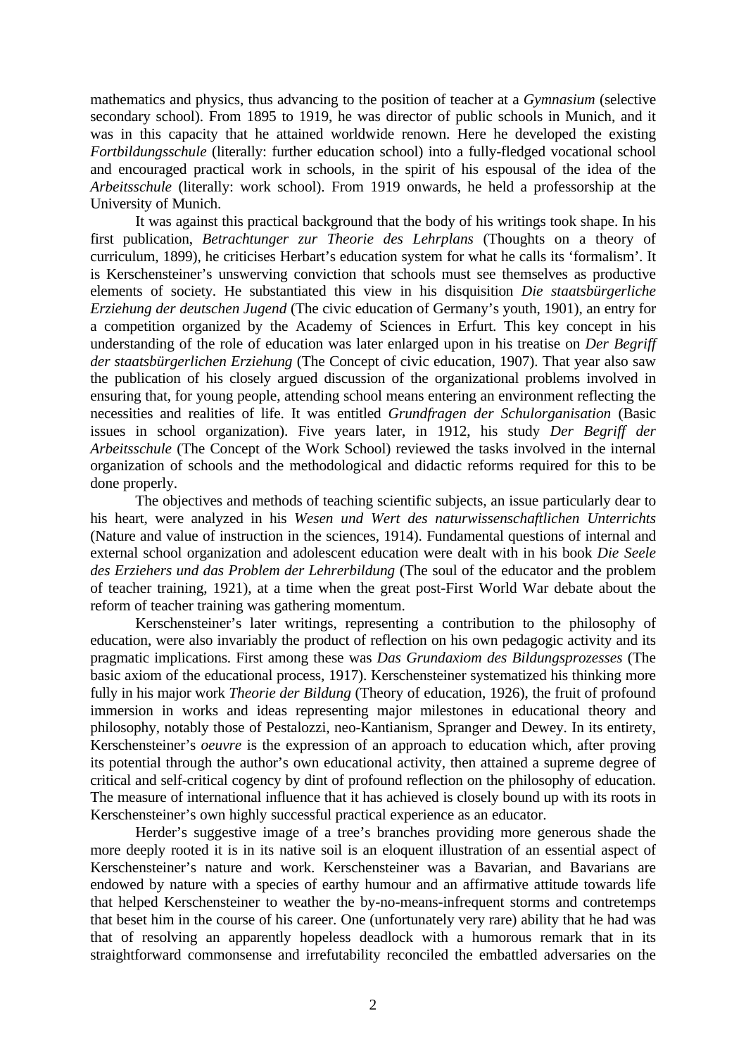mathematics and physics, thus advancing to the position of teacher at a *Gymnasium* (selective secondary school). From 1895 to 1919, he was director of public schools in Munich, and it was in this capacity that he attained worldwide renown. Here he developed the existing *Fortbildungsschule* (literally: further education school) into a fully-fledged vocational school and encouraged practical work in schools, in the spirit of his espousal of the idea of the *Arbeitsschule* (literally: work school). From 1919 onwards, he held a professorship at the University of Munich.

It was against this practical background that the body of his writings took shape. In his first publication, *Betrachtunger zur Theorie des Lehrplans* (Thoughts on a theory of curriculum, 1899), he criticises Herbart's education system for what he calls its 'formalism'. It is Kerschensteiner's unswerving conviction that schools must see themselves as productive elements of society. He substantiated this view in his disquisition *Die staatsbürgerliche Erziehung der deutschen Jugend* (The civic education of Germany's youth, 1901), an entry for a competition organized by the Academy of Sciences in Erfurt. This key concept in his understanding of the role of education was later enlarged upon in his treatise on *Der Begriff der staatsbürgerlichen Erziehung* (The Concept of civic education, 1907). That year also saw the publication of his closely argued discussion of the organizational problems involved in ensuring that, for young people, attending school means entering an environment reflecting the necessities and realities of life. It was entitled *Grundfragen der Schulorganisation* (Basic issues in school organization). Five years later, in 1912, his study *Der Begriff der Arbeitsschule* (The Concept of the Work School) reviewed the tasks involved in the internal organization of schools and the methodological and didactic reforms required for this to be done properly.

The objectives and methods of teaching scientific subjects, an issue particularly dear to his heart, were analyzed in his *Wesen und Wert des naturwissenschaftlichen Unterrichts* (Nature and value of instruction in the sciences, 1914). Fundamental questions of internal and external school organization and adolescent education were dealt with in his book *Die Seele des Erziehers und das Problem der Lehrerbildung* (The soul of the educator and the problem of teacher training, 1921), at a time when the great post-First World War debate about the reform of teacher training was gathering momentum.

Kerschensteiner's later writings, representing a contribution to the philosophy of education, were also invariably the product of reflection on his own pedagogic activity and its pragmatic implications. First among these was *Das Grundaxiom des Bildungsprozesses* (The basic axiom of the educational process, 1917). Kerschensteiner systematized his thinking more fully in his major work *Theorie der Bildung* (Theory of education, 1926), the fruit of profound immersion in works and ideas representing major milestones in educational theory and philosophy, notably those of Pestalozzi, neo-Kantianism, Spranger and Dewey. In its entirety, Kerschensteiner's *oeuvre* is the expression of an approach to education which, after proving its potential through the author's own educational activity, then attained a supreme degree of critical and self-critical cogency by dint of profound reflection on the philosophy of education. The measure of international influence that it has achieved is closely bound up with its roots in Kerschensteiner's own highly successful practical experience as an educator.

Herder's suggestive image of a tree's branches providing more generous shade the more deeply rooted it is in its native soil is an eloquent illustration of an essential aspect of Kerschensteiner's nature and work. Kerschensteiner was a Bavarian, and Bavarians are endowed by nature with a species of earthy humour and an affirmative attitude towards life that helped Kerschensteiner to weather the by-no-means-infrequent storms and contretemps that beset him in the course of his career. One (unfortunately very rare) ability that he had was that of resolving an apparently hopeless deadlock with a humorous remark that in its straightforward commonsense and irrefutability reconciled the embattled adversaries on the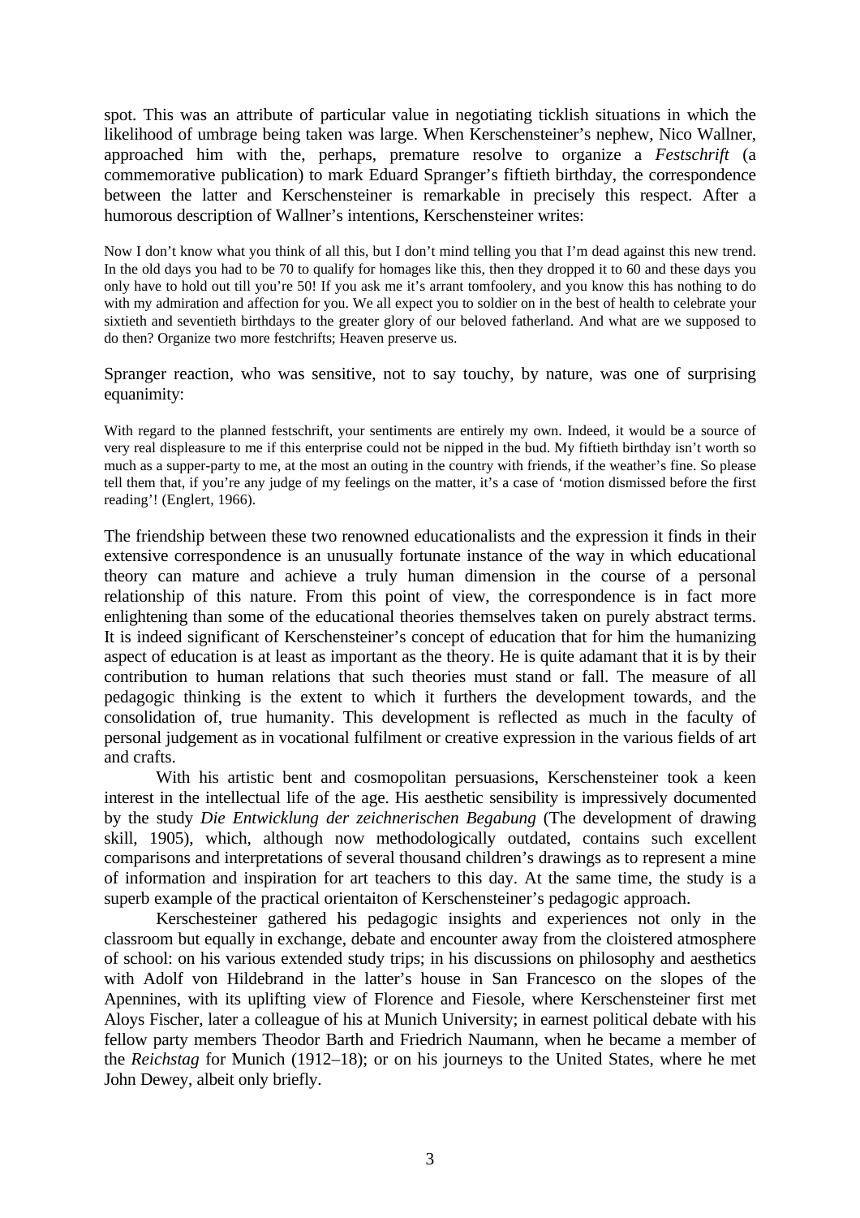spot. This was an attribute of particular value in negotiating ticklish situations in which the likelihood of umbrage being taken was large. When Kerschensteiner's nephew, Nico Wallner, approached him with the, perhaps, premature resolve to organize a *Festschrift* (a commemorative publication) to mark Eduard Spranger's fiftieth birthday, the correspondence between the latter and Kerschensteiner is remarkable in precisely this respect. After a humorous description of Wallner's intentions, Kerschensteiner writes:

> Now I don't know what you think of all this, but I don't mind telling you that I'm dead against this new trend. In the old days you had to be 70 to qualify for homages like this, then they dropped it to 60 and these days you only have to hold out till you're 50! If you ask me it's arrant tomfoolery, and you know this has nothing to do with my admiration and affection for you. We all expect you to soldier on in the best of health to celebrate your sixtieth and seventieth birthdays to the greater glory of our beloved fatherland. And what are we supposed to do then? Organize two more festchrifts; Heaven preserve us.

Spranger reaction, who was sensitive, not to say touchy, by nature, was one of surprising equanimity:

> With regard to the planned festschrift, your sentiments are entirely my own. Indeed, it would be a source of very real displeasure to me if this enterprise could not be nipped in the bud. My fiftieth birthday isn't worth so much as a supper-party to me, at the most an outing in the country with friends, if the weather's fine. So please tell them that, if you're any judge of my feelings on the matter, it's a case of 'motion dismissed before the first reading'! (Englert, 1966).

The friendship between these two renowned educationalists and the expression it finds in their extensive correspondence is an unusually fortunate instance of the way in which educational theory can mature and achieve a truly human dimension in the course of a personal relationship of this nature. From this point of view, the correspondence is in fact more enlightening than some of the educational theories themselves taken on purely abstract terms. It is indeed significant of Kerschensteiner's concept of education that for him the humanizing aspect of education is at least as important as the theory. He is quite adamant that it is by their contribution to human relations that such theories must stand or fall. The measure of all pedagogic thinking is the extent to which it furthers the development towards, and the consolidation of, true humanity. This development is reflected as much in the faculty of personal judgement as in vocational fulfilment or creative expression in the various fields of art and crafts.

With his artistic bent and cosmopolitan persuasions, Kerschensteiner took a keen interest in the intellectual life of the age. His aesthetic sensibility is impressively documented by the study *Die Entwicklung der zeichnerischen Begabung* (The development of drawing skill, 1905), which, although now methodologically outdated, contains such excellent comparisons and interpretations of several thousand children's drawings as to represent a mine of information and inspiration for art teachers to this day. At the same time, the study is a superb example of the practical orientaiton of Kerschensteiner's pedagogic approach.

Kerschesteiner gathered his pedagogic insights and experiences not only in the classroom but equally in exchange, debate and encounter away from the cloistered atmosphere of school: on his various extended study trips; in his discussions on philosophy and aesthetics with Adolf von Hildebrand in the latter's house in San Francesco on the slopes of the Apennines, with its uplifting view of Florence and Fiesole, where Kerschensteiner first met Aloys Fischer, later a colleague of his at Munich University; in earnest political debate with his fellow party members Theodor Barth and Friedrich Naumann, when he became a member of the *Reichstag* for Munich (1912–18); or on his journeys to the United States, where he met John Dewey, albeit only briefly.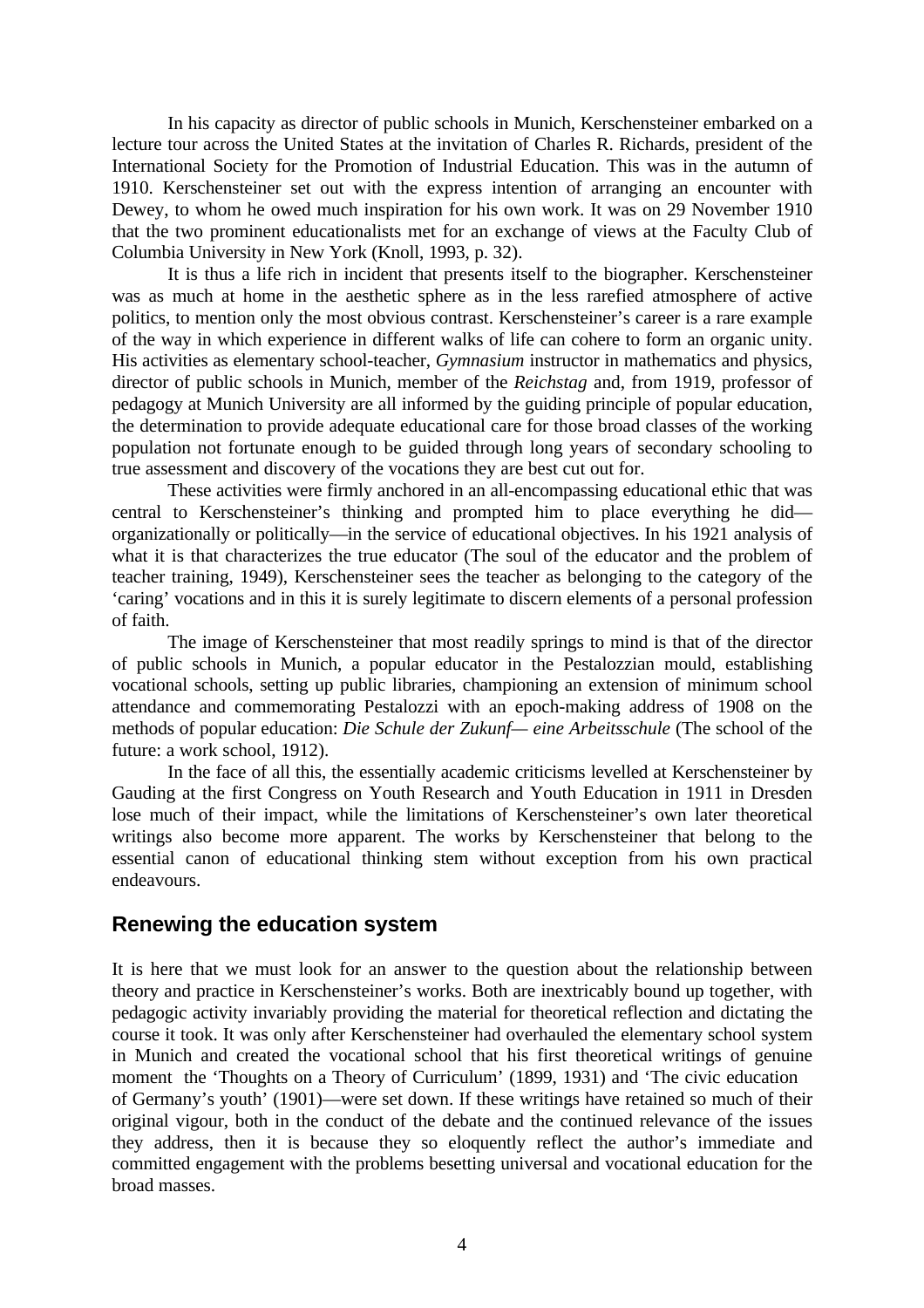In his capacity as director of public schools in Munich, Kerschensteiner embarked on a lecture tour across the United States at the invitation of Charles R. Richards, president of the International Society for the Promotion of Industrial Education. This was in the autumn of 1910. Kerschensteiner set out with the express intention of arranging an encounter with Dewey, to whom he owed much inspiration for his own work. It was on 29 November 1910 that the two prominent educationalists met for an exchange of views at the Faculty Club of Columbia University in New York (Knoll, 1993, p. 32).

It is thus a life rich in incident that presents itself to the biographer. Kerschensteiner was as much at home in the aesthetic sphere as in the less rarefied atmosphere of active politics, to mention only the most obvious contrast. Kerschensteiner's career is a rare example of the way in which experience in different walks of life can cohere to form an organic unity. His activities as elementary school-teacher, *Gymnasium* instructor in mathematics and physics, director of public schools in Munich, member of the *Reichstag* and, from 1919, professor of pedagogy at Munich University are all informed by the guiding principle of popular education, the determination to provide adequate educational care for those broad classes of the working population not fortunate enough to be guided through long years of secondary schooling to true assessment and discovery of the vocations they are best cut out for.

These activities were firmly anchored in an all-encompassing educational ethic that was central to Kerschensteiner's thinking and prompted him to place everything he did—organizationally or politically—in the service of educational objectives. In his 1921 analysis of what it is that characterizes the true educator (The soul of the educator and the problem of teacher training, 1949), Kerschensteiner sees the teacher as belonging to the category of the 'caring' vocations and in this it is surely legitimate to discern elements of a personal profession of faith.

The image of Kerschensteiner that most readily springs to mind is that of the director of public schools in Munich, a popular educator in the Pestalozzian mould, establishing vocational schools, setting up public libraries, championing an extension of minimum school attendance and commemorating Pestalozzi with an epoch-making address of 1908 on the methods of popular education: *Die Schule der Zukunf— eine Arbeitsschule* (The school of the future: a work school, 1912).

In the face of all this, the essentially academic criticisms levelled at Kerschensteiner by Gauding at the first Congress on Youth Research and Youth Education in 1911 in Dresden lose much of their impact, while the limitations of Kerschensteiner's own later theoretical writings also become more apparent. The works by Kerschensteiner that belong to the essential canon of educational thinking stem without exception from his own practical endeavours.

## Renewing the education system

It is here that we must look for an answer to the question about the relationship between theory and practice in Kerschensteiner's works. Both are inextricably bound up together, with pedagogic activity invariably providing the material for theoretical reflection and dictating the course it took. It was only after Kerschensteiner had overhauled the elementary school system in Munich and created the vocational school that his first theoretical writings of genuine moment the 'Thoughts on a Theory of Curriculum' (1899, 1931) and 'The civic education of Germany's youth' (1901)—were set down. If these writings have retained so much of their original vigour, both in the conduct of the debate and the continued relevance of the issues they address, then it is because they so eloquently reflect the author's immediate and committed engagement with the problems besetting universal and vocational education for the broad masses.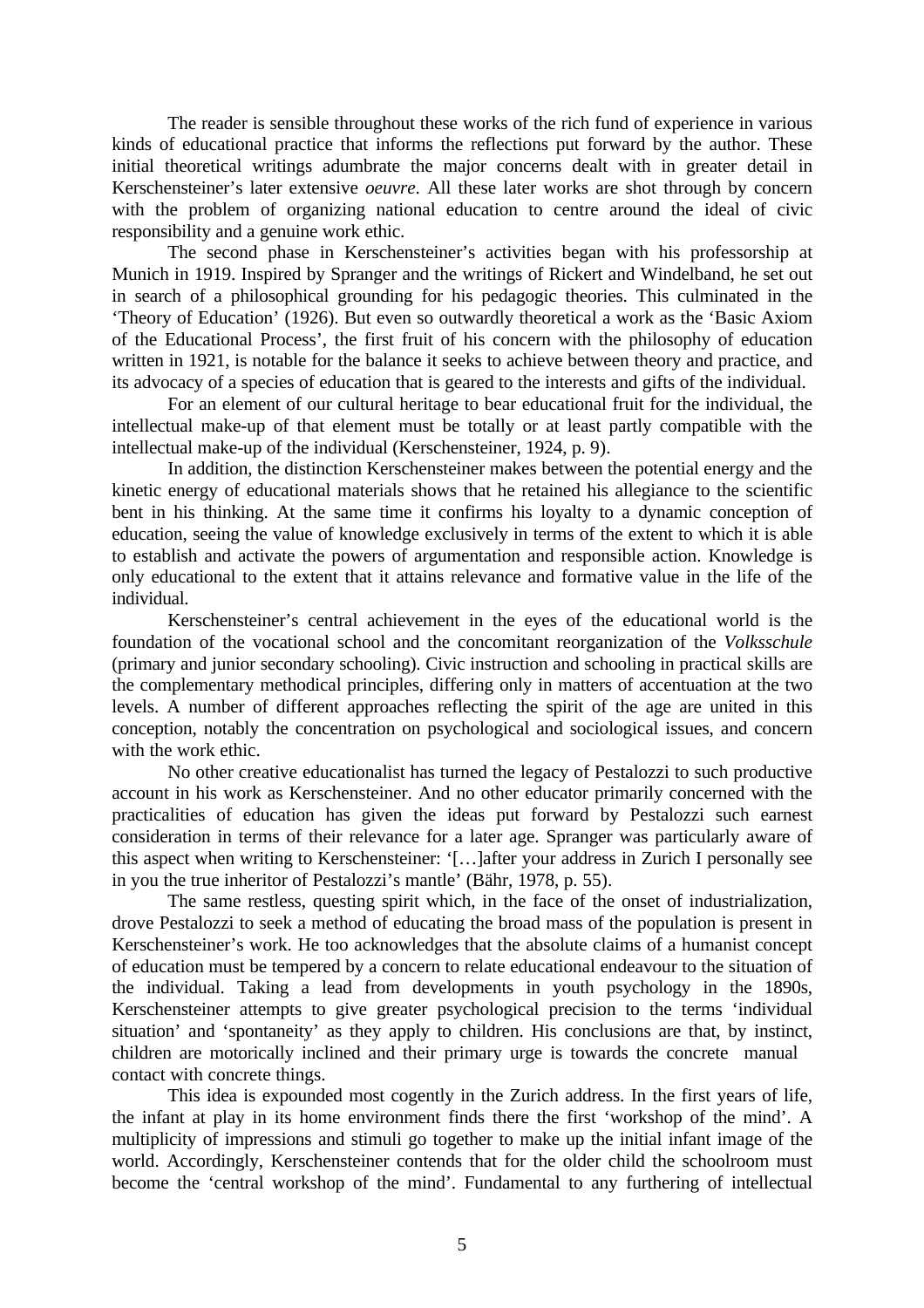The reader is sensible throughout these works of the rich fund of experience in various kinds of educational practice that informs the reflections put forward by the author. These initial theoretical writings adumbrate the major concerns dealt with in greater detail in Kerschensteiner's later extensive *oeuvre*. All these later works are shot through by concern with the problem of organizing national education to centre around the ideal of civic responsibility and a genuine work ethic.

The second phase in Kerschensteiner's activities began with his professorship at Munich in 1919. Inspired by Spranger and the writings of Rickert and Windelband, he set out in search of a philosophical grounding for his pedagogic theories. This culminated in the 'Theory of Education' (1926). But even so outwardly theoretical a work as the 'Basic Axiom of the Educational Process', the first fruit of his concern with the philosophy of education written in 1921, is notable for the balance it seeks to achieve between theory and practice, and its advocacy of a species of education that is geared to the interests and gifts of the individual.

For an element of our cultural heritage to bear educational fruit for the individual, the intellectual make-up of that element must be totally or at least partly compatible with the intellectual make-up of the individual (Kerschensteiner, 1924, p. 9).

In addition, the distinction Kerschensteiner makes between the potential energy and the kinetic energy of educational materials shows that he retained his allegiance to the scientific bent in his thinking. At the same time it confirms his loyalty to a dynamic conception of education, seeing the value of knowledge exclusively in terms of the extent to which it is able to establish and activate the powers of argumentation and responsible action. Knowledge is only educational to the extent that it attains relevance and formative value in the life of the individual.

Kerschensteiner's central achievement in the eyes of the educational world is the foundation of the vocational school and the concomitant reorganization of the *Volksschule* (primary and junior secondary schooling). Civic instruction and schooling in practical skills are the complementary methodical principles, differing only in matters of accentuation at the two levels. A number of different approaches reflecting the spirit of the age are united in this conception, notably the concentration on psychological and sociological issues, and concern with the work ethic.

No other creative educationalist has turned the legacy of Pestalozzi to such productive account in his work as Kerschensteiner. And no other educator primarily concerned with the practicalities of education has given the ideas put forward by Pestalozzi such earnest consideration in terms of their relevance for a later age. Spranger was particularly aware of this aspect when writing to Kerschensteiner: '[…]after your address in Zurich I personally see in you the true inheritor of Pestalozzi's mantle' (Bähr, 1978, p. 55).

The same restless, questing spirit which, in the face of the onset of industrialization, drove Pestalozzi to seek a method of educating the broad mass of the population is present in Kerschensteiner's work. He too acknowledges that the absolute claims of a humanist concept of education must be tempered by a concern to relate educational endeavour to the situation of the individual. Taking a lead from developments in youth psychology in the 1890s, Kerschensteiner attempts to give greater psychological precision to the terms 'individual situation' and 'spontaneity' as they apply to children. His conclusions are that, by instinct, children are motorically inclined and their primary urge is towards the concrete manual contact with concrete things.

This idea is expounded most cogently in the Zurich address. In the first years of life, the infant at play in its home environment finds there the first 'workshop of the mind'. A multiplicity of impressions and stimuli go together to make up the initial infant image of the world. Accordingly, Kerschensteiner contends that for the older child the schoolroom must become the 'central workshop of the mind'. Fundamental to any furthering of intellectual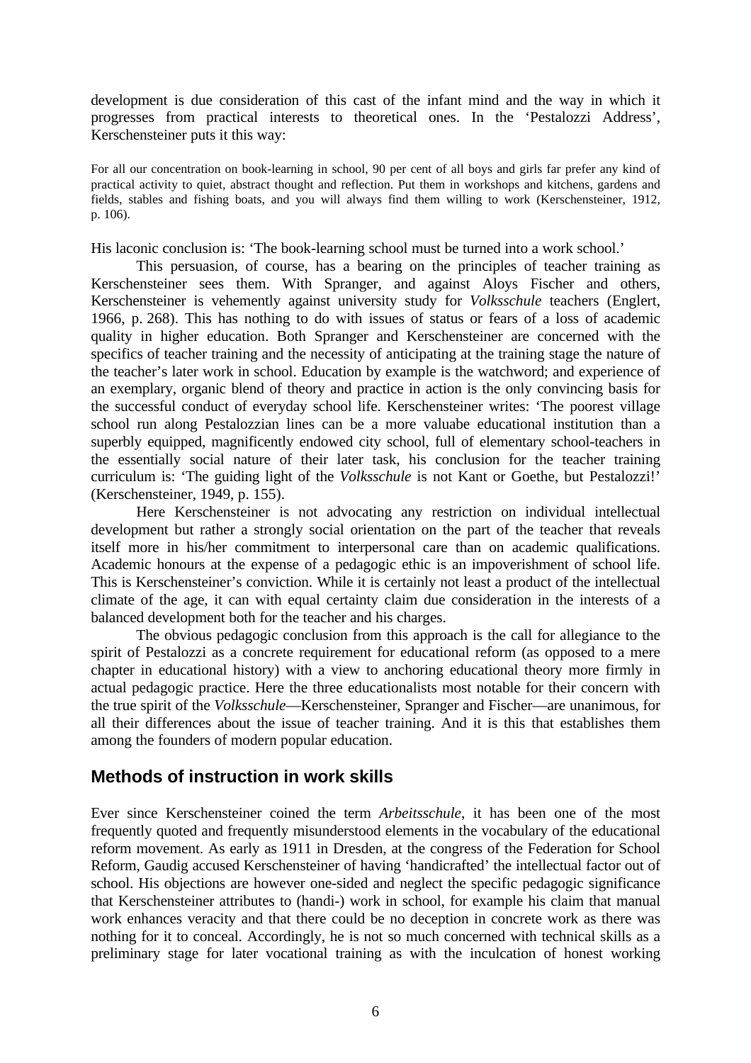development is due consideration of this cast of the infant mind and the way in which it progresses from practical interests to theoretical ones. In the 'Pestalozzi Address', Kerschensteiner puts it this way:

> For all our concentration on book-learning in school, 90 per cent of all boys and girls far prefer any kind of practical activity to quiet, abstract thought and reflection. Put them in workshops and kitchens, gardens and fields, stables and fishing boats, and you will always find them willing to work (Kerschensteiner, 1912, p. 106).

His laconic conclusion is: 'The book-learning school must be turned into a work school.'

This persuasion, of course, has a bearing on the principles of teacher training as Kerschensteiner sees them. With Spranger, and against Aloys Fischer and others, Kerschensteiner is vehemently against university study for *Volksschule* teachers (Englert, 1966, p. 268). This has nothing to do with issues of status or fears of a loss of academic quality in higher education. Both Spranger and Kerschensteiner are concerned with the specifics of teacher training and the necessity of anticipating at the training stage the nature of the teacher's later work in school. Education by example is the watchword; and experience of an exemplary, organic blend of theory and practice in action is the only convincing basis for the successful conduct of everyday school life. Kerschensteiner writes: 'The poorest village school run along Pestalozzian lines can be a more valuabe educational institution than a superbly equipped, magnificently endowed city school, full of elementary school-teachers in the essentially social nature of their later task, his conclusion for the teacher training curriculum is: 'The guiding light of the *Volksschule* is not Kant or Goethe, but Pestalozzi!' (Kerschensteiner, 1949, p. 155).

Here Kerschensteiner is not advocating any restriction on individual intellectual development but rather a strongly social orientation on the part of the teacher that reveals itself more in his/her commitment to interpersonal care than on academic qualifications. Academic honours at the expense of a pedagogic ethic is an impoverishment of school life. This is Kerschensteiner's conviction. While it is certainly not least a product of the intellectual climate of the age, it can with equal certainty claim due consideration in the interests of a balanced development both for the teacher and his charges.

The obvious pedagogic conclusion from this approach is the call for allegiance to the spirit of Pestalozzi as a concrete requirement for educational reform (as opposed to a mere chapter in educational history) with a view to anchoring educational theory more firmly in actual pedagogic practice. Here the three educationalists most notable for their concern with the true spirit of the *Volksschule*—Kerschensteiner, Spranger and Fischer—are unanimous, for all their differences about the issue of teacher training. And it is this that establishes them among the founders of modern popular education.

## Methods of instruction in work skills

Ever since Kerschensteiner coined the term *Arbeitsschule*, it has been one of the most frequently quoted and frequently misunderstood elements in the vocabulary of the educational reform movement. As early as 1911 in Dresden, at the congress of the Federation for School Reform, Gaudig accused Kerschensteiner of having 'handicrafted' the intellectual factor out of school. His objections are however one-sided and neglect the specific pedagogic significance that Kerschensteiner attributes to (handi-) work in school, for example his claim that manual work enhances veracity and that there could be no deception in concrete work as there was nothing for it to conceal. Accordingly, he is not so much concerned with technical skills as a preliminary stage for later vocational training as with the inculcation of honest working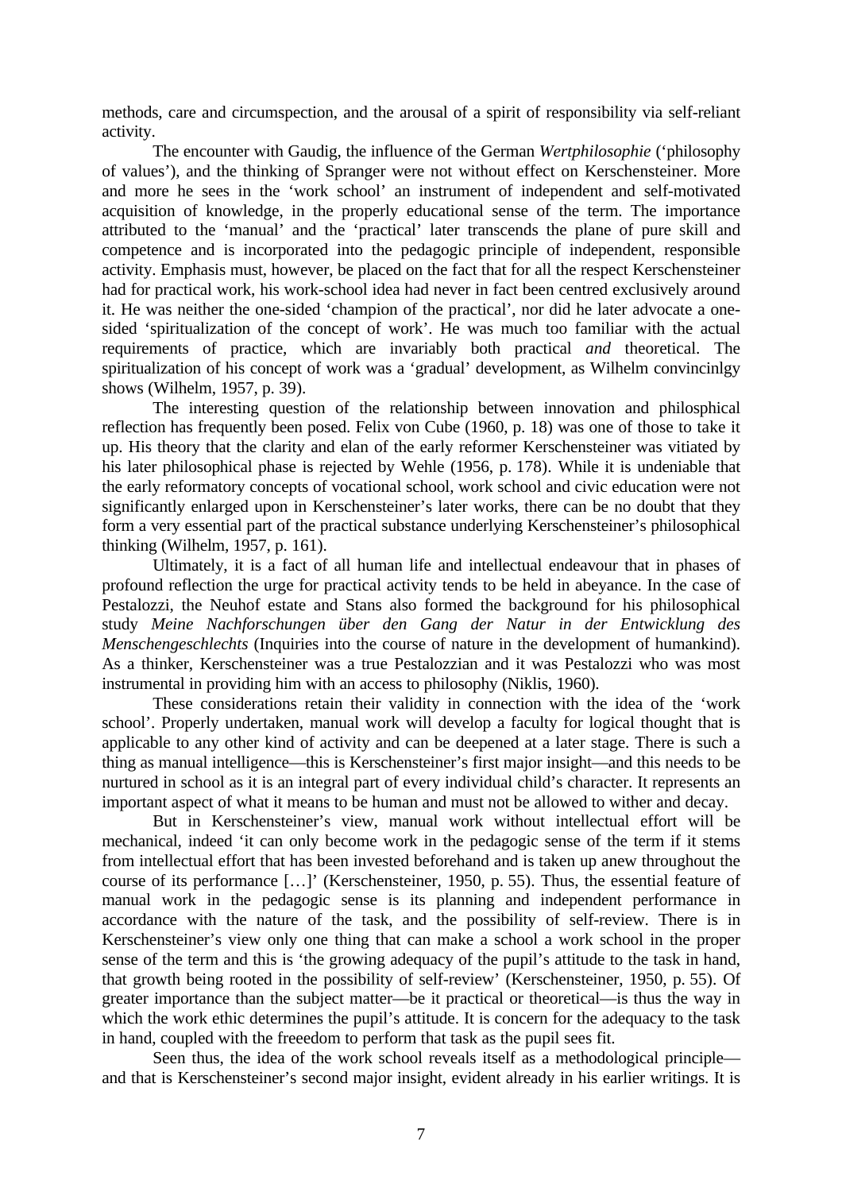methods, care and circumspection, and the arousal of a spirit of responsibility via self-reliant activity.

The encounter with Gaudig, the influence of the German *Wertphilosophie* ('philosophy of values'), and the thinking of Spranger were not without effect on Kerschensteiner. More and more he sees in the 'work school' an instrument of independent and self-motivated acquisition of knowledge, in the properly educational sense of the term. The importance attributed to the 'manual' and the 'practical' later transcends the plane of pure skill and competence and is incorporated into the pedagogic principle of independent, responsible activity. Emphasis must, however, be placed on the fact that for all the respect Kerschensteiner had for practical work, his work-school idea had never in fact been centred exclusively around it. He was neither the one-sided 'champion of the practical', nor did he later advocate a one-sided 'spiritualization of the concept of work'. He was much too familiar with the actual requirements of practice, which are invariably both practical *and* theoretical. The spiritualization of his concept of work was a 'gradual' development, as Wilhelm convincinlgy shows (Wilhelm, 1957, p. 39).

The interesting question of the relationship between innovation and philosphical reflection has frequently been posed. Felix von Cube (1960, p. 18) was one of those to take it up. His theory that the clarity and elan of the early reformer Kerschensteiner was vitiated by his later philosophical phase is rejected by Wehle (1956, p. 178). While it is undeniable that the early reformatory concepts of vocational school, work school and civic education were not significantly enlarged upon in Kerschensteiner's later works, there can be no doubt that they form a very essential part of the practical substance underlying Kerschensteiner's philosophical thinking (Wilhelm, 1957, p. 161).

Ultimately, it is a fact of all human life and intellectual endeavour that in phases of profound reflection the urge for practical activity tends to be held in abeyance. In the case of Pestalozzi, the Neuhof estate and Stans also formed the background for his philosophical study *Meine Nachforschungen über den Gang der Natur in der Entwicklung des Menschengeschlechts* (Inquiries into the course of nature in the development of humankind). As a thinker, Kerschensteiner was a true Pestalozzian and it was Pestalozzi who was most instrumental in providing him with an access to philosophy (Niklis, 1960).

These considerations retain their validity in connection with the idea of the 'work school'. Properly undertaken, manual work will develop a faculty for logical thought that is applicable to any other kind of activity and can be deepened at a later stage. There is such a thing as manual intelligence—this is Kerschensteiner's first major insight—and this needs to be nurtured in school as it is an integral part of every individual child's character. It represents an important aspect of what it means to be human and must not be allowed to wither and decay.

But in Kerschensteiner's view, manual work without intellectual effort will be mechanical, indeed 'it can only become work in the pedagogic sense of the term if it stems from intellectual effort that has been invested beforehand and is taken up anew throughout the course of its performance [...]' (Kerschensteiner, 1950, p. 55). Thus, the essential feature of manual work in the pedagogic sense is its planning and independent performance in accordance with the nature of the task, and the possibility of self-review. There is in Kerschensteiner's view only one thing that can make a school a work school in the proper sense of the term and this is 'the growing adequacy of the pupil's attitude to the task in hand, that growth being rooted in the possibility of self-review' (Kerschensteiner, 1950, p. 55). Of greater importance than the subject matter—be it practical or theoretical—is thus the way in which the work ethic determines the pupil's attitude. It is concern for the adequacy to the task in hand, coupled with the freeedom to perform that task as the pupil sees fit.

Seen thus, the idea of the work school reveals itself as a methodological principle—and that is Kerschensteiner's second major insight, evident already in his earlier writings. It is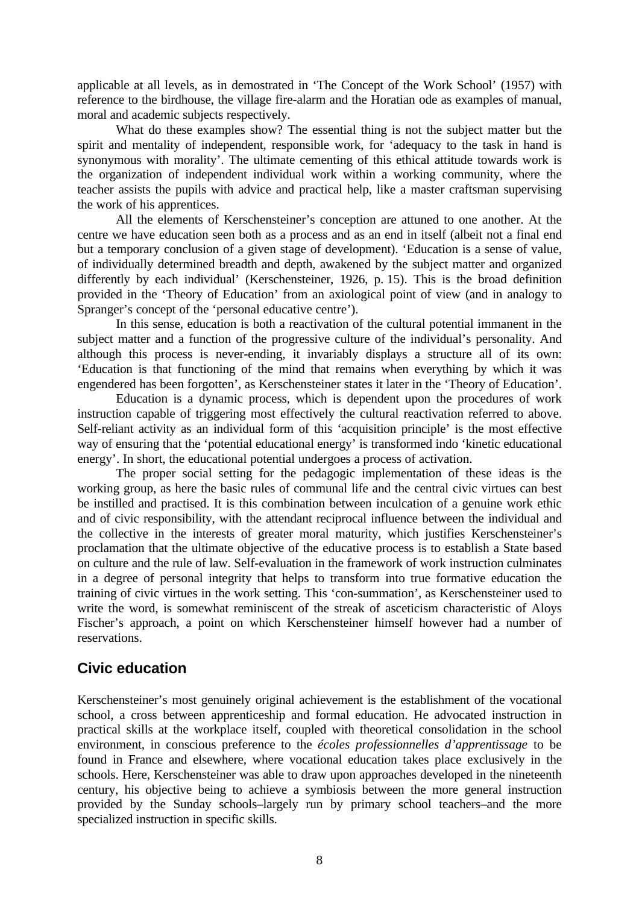applicable at all levels, as in demostrated in 'The Concept of the Work School' (1957) with reference to the birdhouse, the village fire-alarm and the Horatian ode as examples of manual, moral and academic subjects respectively.

What do these examples show? The essential thing is not the subject matter but the spirit and mentality of independent, responsible work, for 'adequacy to the task in hand is synonymous with morality'. The ultimate cementing of this ethical attitude towards work is the organization of independent individual work within a working community, where the teacher assists the pupils with advice and practical help, like a master craftsman supervising the work of his apprentices.

All the elements of Kerschensteiner's conception are attuned to one another. At the centre we have education seen both as a process and as an end in itself (albeit not a final end but a temporary conclusion of a given stage of development). 'Education is a sense of value, of individually determined breadth and depth, awakened by the subject matter and organized differently by each individual' (Kerschensteiner, 1926, p. 15). This is the broad definition provided in the 'Theory of Education' from an axiological point of view (and in analogy to Spranger's concept of the 'personal educative centre').

In this sense, education is both a reactivation of the cultural potential immanent in the subject matter and a function of the progressive culture of the individual's personality. And although this process is never-ending, it invariably displays a structure all of its own: 'Education is that functioning of the mind that remains when everything by which it was engendered has been forgotten', as Kerschensteiner states it later in the 'Theory of Education'.

Education is a dynamic process, which is dependent upon the procedures of work instruction capable of triggering most effectively the cultural reactivation referred to above. Self-reliant activity as an individual form of this 'acquisition principle' is the most effective way of ensuring that the 'potential educational energy' is transformed indo 'kinetic educational energy'. In short, the educational potential undergoes a process of activation.

The proper social setting for the pedagogic implementation of these ideas is the working group, as here the basic rules of communal life and the central civic virtues can best be instilled and practised. It is this combination between inculcation of a genuine work ethic and of civic responsibility, with the attendant reciprocal influence between the individual and the collective in the interests of greater moral maturity, which justifies Kerschensteiner's proclamation that the ultimate objective of the educative process is to establish a State based on culture and the rule of law. Self-evaluation in the framework of work instruction culminates in a degree of personal integrity that helps to transform into true formative education the training of civic virtues in the work setting. This 'con-summation', as Kerschensteiner used to write the word, is somewhat reminiscent of the streak of asceticism characteristic of Aloys Fischer's approach, a point on which Kerschensteiner himself however had a number of reservations.

## Civic education

Kerschensteiner's most genuinely original achievement is the establishment of the vocational school, a cross between apprenticeship and formal education. He advocated instruction in practical skills at the workplace itself, coupled with theoretical consolidation in the school environment, in conscious preference to the *écoles professionnelles d'apprentissage* to be found in France and elsewhere, where vocational education takes place exclusively in the schools. Here, Kerschensteiner was able to draw upon approaches developed in the nineteenth century, his objective being to achieve a symbiosis between the more general instruction provided by the Sunday schools–largely run by primary school teachers–and the more specialized instruction in specific skills.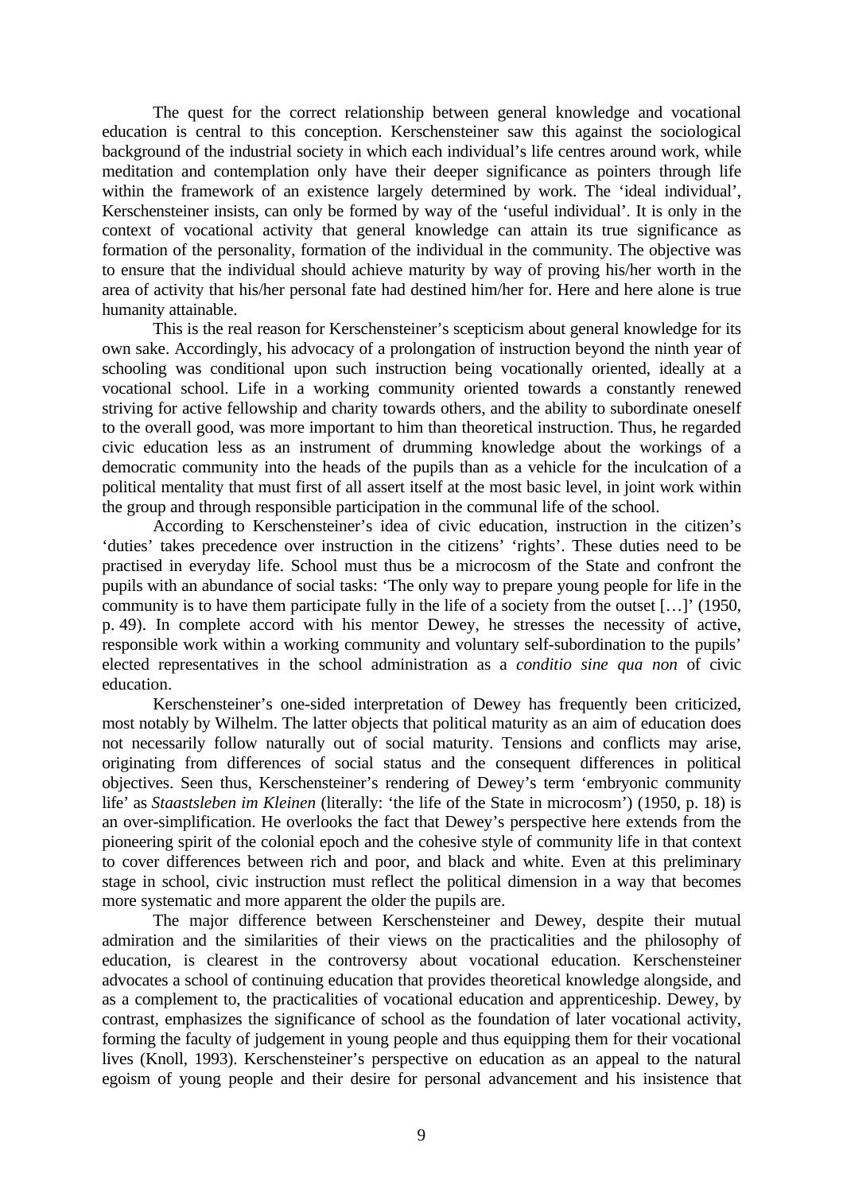The quest for the correct relationship between general knowledge and vocational education is central to this conception. Kerschensteiner saw this against the sociological background of the industrial society in which each individual's life centres around work, while meditation and contemplation only have their deeper significance as pointers through life within the framework of an existence largely determined by work. The 'ideal individual', Kerschensteiner insists, can only be formed by way of the 'useful individual'. It is only in the context of vocational activity that general knowledge can attain its true significance as formation of the personality, formation of the individual in the community. The objective was to ensure that the individual should achieve maturity by way of proving his/her worth in the area of activity that his/her personal fate had destined him/her for. Here and here alone is true humanity attainable.

This is the real reason for Kerschensteiner's scepticism about general knowledge for its own sake. Accordingly, his advocacy of a prolongation of instruction beyond the ninth year of schooling was conditional upon such instruction being vocationally oriented, ideally at a vocational school. Life in a working community oriented towards a constantly renewed striving for active fellowship and charity towards others, and the ability to subordinate oneself to the overall good, was more important to him than theoretical instruction. Thus, he regarded civic education less as an instrument of drumming knowledge about the workings of a democratic community into the heads of the pupils than as a vehicle for the inculcation of a political mentality that must first of all assert itself at the most basic level, in joint work within the group and through responsible participation in the communal life of the school.

According to Kerschensteiner's idea of civic education, instruction in the citizen's 'duties' takes precedence over instruction in the citizens' 'rights'. These duties need to be practised in everyday life. School must thus be a microcosm of the State and confront the pupils with an abundance of social tasks: 'The only way to prepare young people for life in the community is to have them participate fully in the life of a society from the outset […]' (1950, p. 49). In complete accord with his mentor Dewey, he stresses the necessity of active, responsible work within a working community and voluntary self-subordination to the pupils' elected representatives in the school administration as a *conditio sine qua non* of civic education.

Kerschensteiner's one-sided interpretation of Dewey has frequently been criticized, most notably by Wilhelm. The latter objects that political maturity as an aim of education does not necessarily follow naturally out of social maturity. Tensions and conflicts may arise, originating from differences of social status and the consequent differences in political objectives. Seen thus, Kerschensteiner's rendering of Dewey's term 'embryonic community life' as *Staatsleben im Kleinen* (literally: 'the life of the State in microcosm') (1950, p. 18) is an over-simplification. He overlooks the fact that Dewey's perspective here extends from the pioneering spirit of the colonial epoch and the cohesive style of community life in that context to cover differences between rich and poor, and black and white. Even at this preliminary stage in school, civic instruction must reflect the political dimension in a way that becomes more systematic and more apparent the older the pupils are.

The major difference between Kerschensteiner and Dewey, despite their mutual admiration and the similarities of their views on the practicalities and the philosophy of education, is clearest in the controversy about vocational education. Kerschensteiner advocates a school of continuing education that provides theoretical knowledge alongside, and as a complement to, the practicalities of vocational education and apprenticeship. Dewey, by contrast, emphasizes the significance of school as the foundation of later vocational activity, forming the faculty of judgement in young people and thus equipping them for their vocational lives (Knoll, 1993). Kerschensteiner's perspective on education as an appeal to the natural egoism of young people and their desire for personal advancement and his insistence that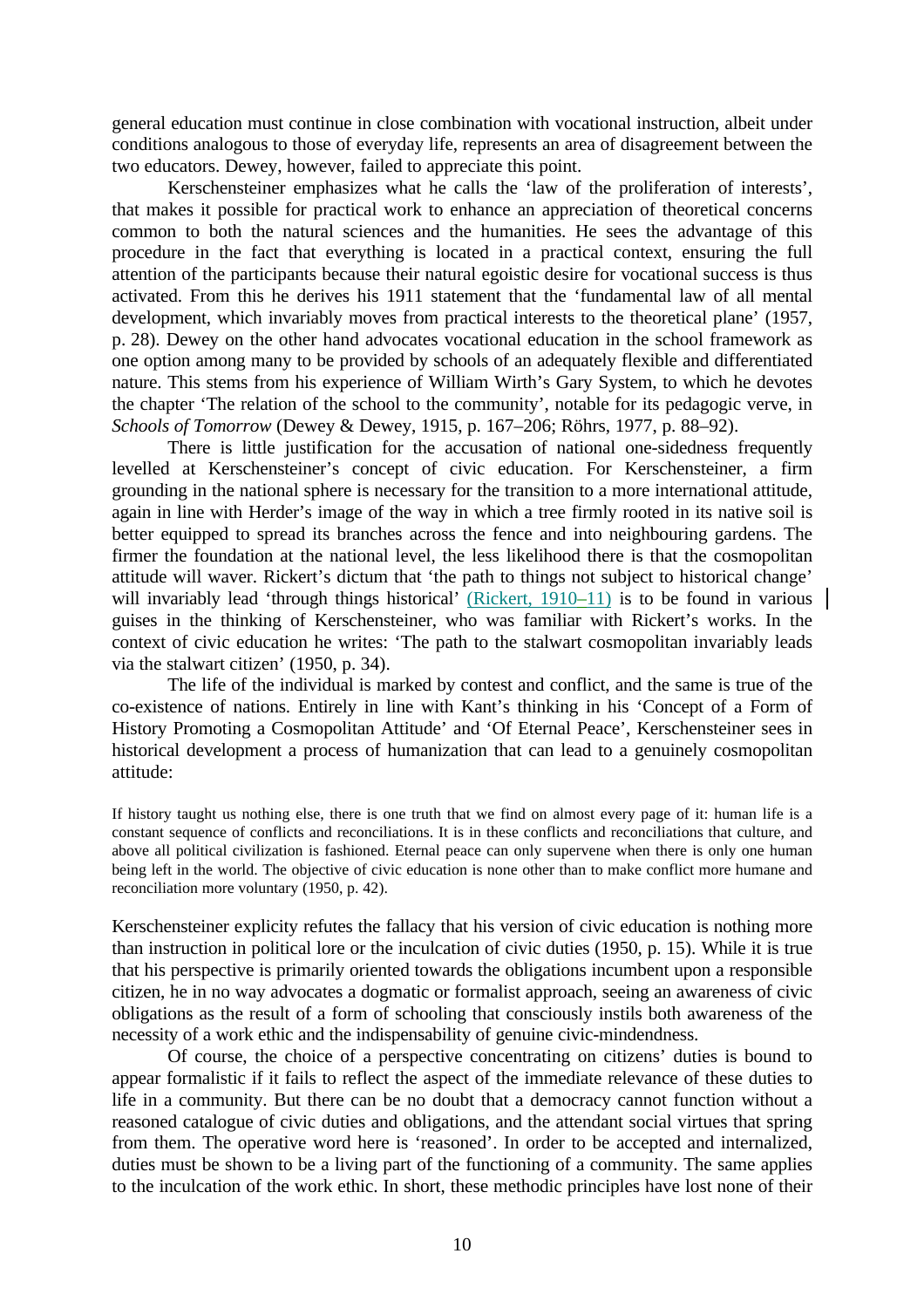general education must continue in close combination with vocational instruction, albeit under conditions analogous to those of everyday life, represents an area of disagreement between the two educators. Dewey, however, failed to appreciate this point.

Kerschensteiner emphasizes what he calls the 'law of the proliferation of interests', that makes it possible for practical work to enhance an appreciation of theoretical concerns common to both the natural sciences and the humanities. He sees the advantage of this procedure in the fact that everything is located in a practical context, ensuring the full attention of the participants because their natural egoistic desire for vocational success is thus activated. From this he derives his 1911 statement that the 'fundamental law of all mental development, which invariably moves from practical interests to the theoretical plane' (1957, p. 28). Dewey on the other hand advocates vocational education in the school framework as one option among many to be provided by schools of an adequately flexible and differentiated nature. This stems from his experience of William Wirth's Gary System, to which he devotes the chapter 'The relation of the school to the community', notable for its pedagogic verve, in *Schools of Tomorrow* (Dewey & Dewey, 1915, p. 167–206; Röhrs, 1977, p. 88–92).

There is little justification for the accusation of national one-sidedness frequently levelled at Kerschensteiner's concept of civic education. For Kerschensteiner, a firm grounding in the national sphere is necessary for the transition to a more international attitude, again in line with Herder's image of the way in which a tree firmly rooted in its native soil is better equipped to spread its branches across the fence and into neighbouring gardens. The firmer the foundation at the national level, the less likelihood there is that the cosmopolitan attitude will waver. Rickert's dictum that 'the path to things not subject to historical change' will invariably lead 'through things historical' (Rickert, 1910–11) is to be found in various guises in the thinking of Kerschensteiner, who was familiar with Rickert's works. In the context of civic education he writes: 'The path to the stalwart cosmopolitan invariably leads via the stalwart citizen' (1950, p. 34).

The life of the individual is marked by contest and conflict, and the same is true of the co-existence of nations. Entirely in line with Kant's thinking in his 'Concept of a Form of History Promoting a Cosmopolitan Attitude' and 'Of Eternal Peace', Kerschensteiner sees in historical development a process of humanization that can lead to a genuinely cosmopolitan attitude:

> If history taught us nothing else, there is one truth that we find on almost every page of it: human life is a constant sequence of conflicts and reconciliations. It is in these conflicts and reconciliations that culture, and above all political civilization is fashioned. Eternal peace can only supervene when there is only one human being left in the world. The objective of civic education is none other than to make conflict more humane and reconciliation more voluntary (1950, p. 42).

Kerschensteiner explicity refutes the fallacy that his version of civic education is nothing more than instruction in political lore or the inculcation of civic duties (1950, p. 15). While it is true that his perspective is primarily oriented towards the obligations incumbent upon a responsible citizen, he in no way advocates a dogmatic or formalist approach, seeing an awareness of civic obligations as the result of a form of schooling that consciously instils both awareness of the necessity of a work ethic and the indispensability of genuine civic-mindendness.

Of course, the choice of a perspective concentrating on citizens' duties is bound to appear formalistic if it fails to reflect the aspect of the immediate relevance of these duties to life in a community. But there can be no doubt that a democracy cannot function without a reasoned catalogue of civic duties and obligations, and the attendant social virtues that spring from them. The operative word here is 'reasoned'. In order to be accepted and internalized, duties must be shown to be a living part of the functioning of a community. The same applies to the inculcation of the work ethic. In short, these methodic principles have lost none of their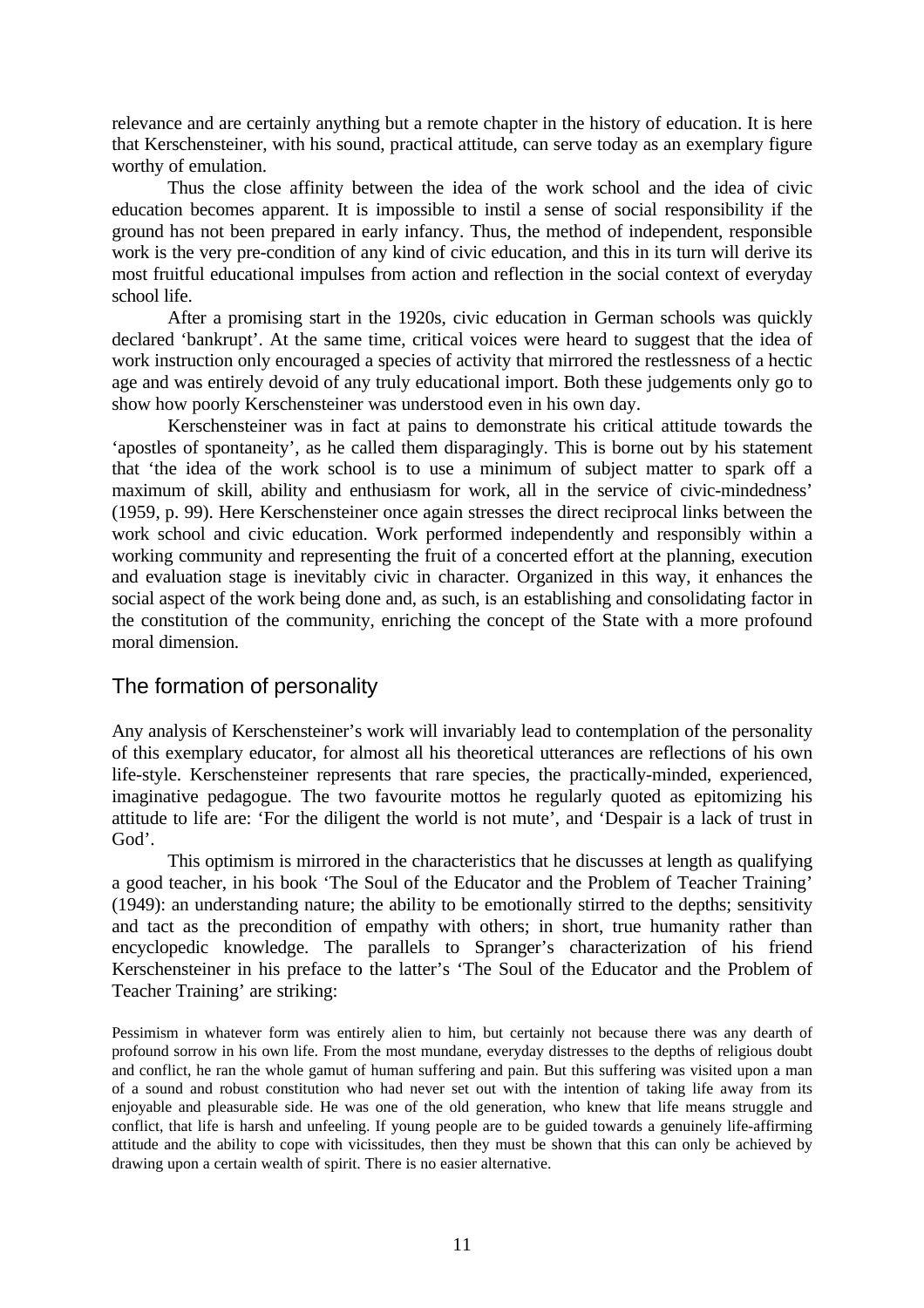relevance and are certainly anything but a remote chapter in the history of education. It is here that Kerschensteiner, with his sound, practical attitude, can serve today as an exemplary figure worthy of emulation.

Thus the close affinity between the idea of the work school and the idea of civic education becomes apparent. It is impossible to instil a sense of social responsibility if the ground has not been prepared in early infancy. Thus, the method of independent, responsible work is the very pre-condition of any kind of civic education, and this in its turn will derive its most fruitful educational impulses from action and reflection in the social context of everyday school life.

After a promising start in the 1920s, civic education in German schools was quickly declared 'bankrupt'. At the same time, critical voices were heard to suggest that the idea of work instruction only encouraged a species of activity that mirrored the restlessness of a hectic age and was entirely devoid of any truly educational import. Both these judgements only go to show how poorly Kerschensteiner was understood even in his own day.

Kerschensteiner was in fact at pains to demonstrate his critical attitude towards the 'apostles of spontaneity', as he called them disparagingly. This is borne out by his statement that 'the idea of the work school is to use a minimum of subject matter to spark off a maximum of skill, ability and enthusiasm for work, all in the service of civic-mindedness' (1959, p. 99). Here Kerschensteiner once again stresses the direct reciprocal links between the work school and civic education. Work performed independently and responsibly within a working community and representing the fruit of a concerted effort at the planning, execution and evaluation stage is inevitably civic in character. Organized in this way, it enhances the social aspect of the work being done and, as such, is an establishing and consolidating factor in the constitution of the community, enriching the concept of the State with a more profound moral dimension.

## The formation of personality

Any analysis of Kerschensteiner's work will invariably lead to contemplation of the personality of this exemplary educator, for almost all his theoretical utterances are reflections of his own life-style. Kerschensteiner represents that rare species, the practically-minded, experienced, imaginative pedagogue. The two favourite mottos he regularly quoted as epitomizing his attitude to life are: 'For the diligent the world is not mute', and 'Despair is a lack of trust in God'.

This optimism is mirrored in the characteristics that he discusses at length as qualifying a good teacher, in his book 'The Soul of the Educator and the Problem of Teacher Training' (1949): an understanding nature; the ability to be emotionally stirred to the depths; sensitivity and tact as the precondition of empathy with others; in short, true humanity rather than encyclopedic knowledge. The parallels to Spranger's characterization of his friend Kerschensteiner in his preface to the latter's 'The Soul of the Educator and the Problem of Teacher Training' are striking:

> Pessimism in whatever form was entirely alien to him, but certainly not because there was any dearth of profound sorrow in his own life. From the most mundane, everyday distresses to the depths of religious doubt and conflict, he ran the whole gamut of human suffering and pain. But this suffering was visited upon a man of a sound and robust constitution who had never set out with the intention of taking life away from its enjoyable and pleasurable side. He was one of the old generation, who knew that life means struggle and conflict, that life is harsh and unfeeling. If young people are to be guided towards a genuinely life-affirming attitude and the ability to cope with vicissitudes, then they must be shown that this can only be achieved by drawing upon a certain wealth of spirit. There is no easier alternative.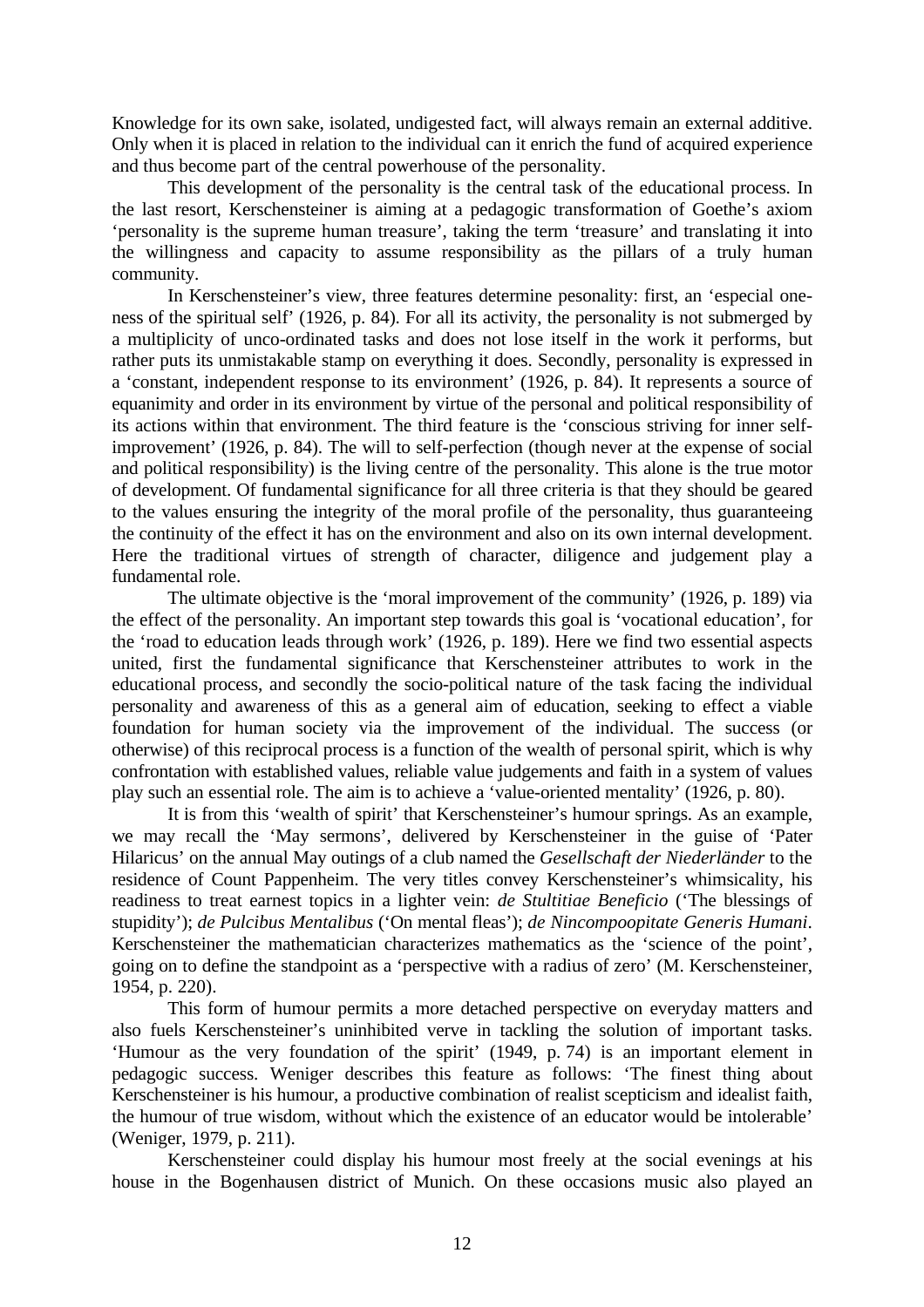Knowledge for its own sake, isolated, undigested fact, will always remain an external additive. Only when it is placed in relation to the individual can it enrich the fund of acquired experience and thus become part of the central powerhouse of the personality.

This development of the personality is the central task of the educational process. In the last resort, Kerschensteiner is aiming at a pedagogic transformation of Goethe's axiom 'personality is the supreme human treasure', taking the term 'treasure' and translating it into the willingness and capacity to assume responsibility as the pillars of a truly human community.

In Kerschensteiner's view, three features determine pesonality: first, an 'especial oneness of the spiritual self' (1926, p. 84). For all its activity, the personality is not submerged by a multiplicity of unco-ordinated tasks and does not lose itself in the work it performs, but rather puts its unmistakable stamp on everything it does. Secondly, personality is expressed in a 'constant, independent response to its environment' (1926, p. 84). It represents a source of equanimity and order in its environment by virtue of the personal and political responsibility of its actions within that environment. The third feature is the 'conscious striving for inner self-improvement' (1926, p. 84). The will to self-perfection (though never at the expense of social and political responsibility) is the living centre of the personality. This alone is the true motor of development. Of fundamental significance for all three criteria is that they should be geared to the values ensuring the integrity of the moral profile of the personality, thus guaranteeing the continuity of the effect it has on the environment and also on its own internal development. Here the traditional virtues of strength of character, diligence and judgement play a fundamental role.

The ultimate objective is the 'moral improvement of the community' (1926, p. 189) via the effect of the personality. An important step towards this goal is 'vocational education', for the 'road to education leads through work' (1926, p. 189). Here we find two essential aspects united, first the fundamental significance that Kerschensteiner attributes to work in the educational process, and secondly the socio-political nature of the task facing the individual personality and awareness of this as a general aim of education, seeking to effect a viable foundation for human society via the improvement of the individual. The success (or otherwise) of this reciprocal process is a function of the wealth of personal spirit, which is why confrontation with established values, reliable value judgements and faith in a system of values play such an essential role. The aim is to achieve a 'value-oriented mentality' (1926, p. 80).

It is from this 'wealth of spirit' that Kerschensteiner's humour springs. As an example, we may recall the 'May sermons', delivered by Kerschensteiner in the guise of 'Pater Hilaricus' on the annual May outings of a club named the *Gesellschaft der Niederländer* to the residence of Count Pappenheim. The very titles convey Kerschensteiner's whimsicality, his readiness to treat earnest topics in a lighter vein: *de Stultitiae Beneficio* ('The blessings of stupidity'); *de Pulcibus Mentalibus* ('On mental fleas'); *de Nincompoopitate Generis Humani*. Kerschensteiner the mathematician characterizes mathematics as the 'science of the point', going on to define the standpoint as a 'perspective with a radius of zero' (M. Kerschensteiner, 1954, p. 220).

This form of humour permits a more detached perspective on everyday matters and also fuels Kerschensteiner's uninhibited verve in tackling the solution of important tasks. 'Humour as the very foundation of the spirit' (1949, p. 74) is an important element in pedagogic success. Weniger describes this feature as follows: 'The finest thing about Kerschensteiner is his humour, a productive combination of realist scepticism and idealist faith, the humour of true wisdom, without which the existence of an educator would be intolerable' (Weniger, 1979, p. 211).

Kerschensteiner could display his humour most freely at the social evenings at his house in the Bogenhausen district of Munich. On these occasions music also played an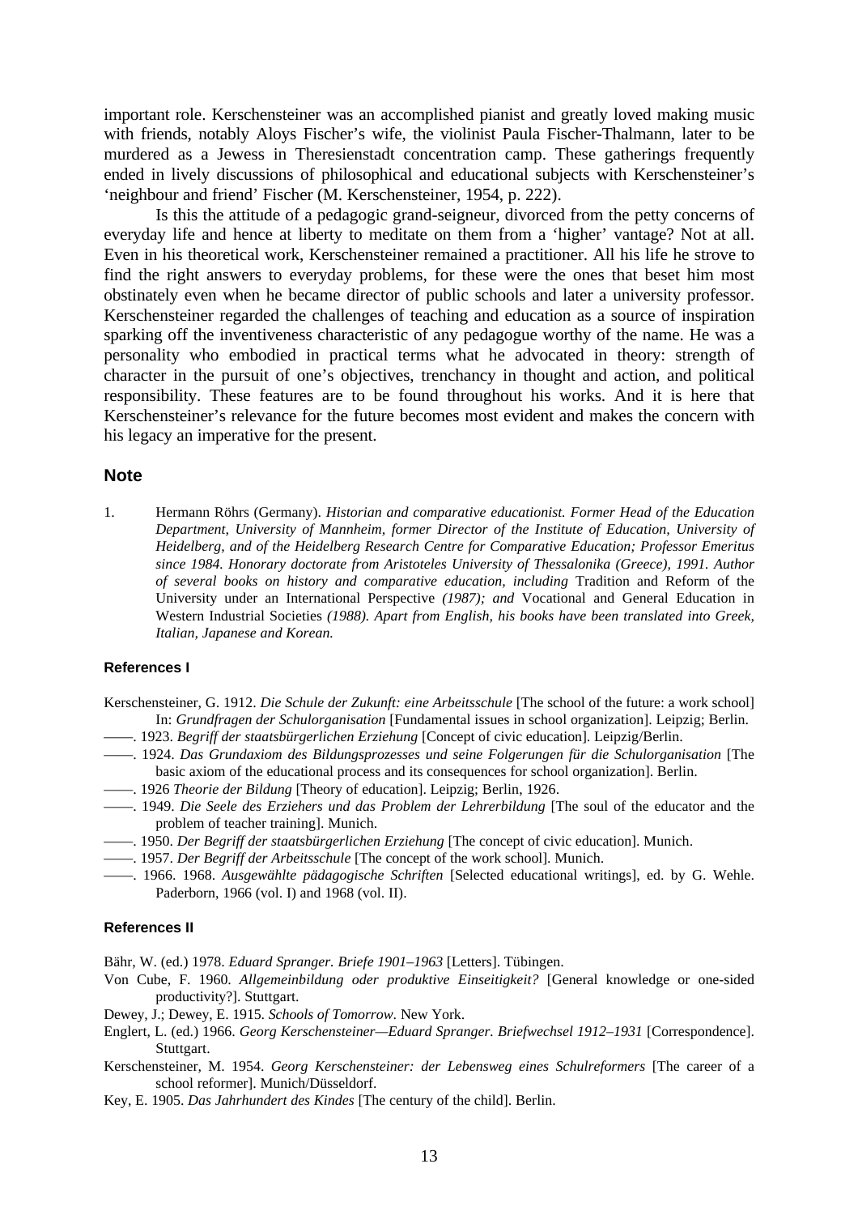important role. Kerschensteiner was an accomplished pianist and greatly loved making music with friends, notably Aloys Fischer's wife, the violinist Paula Fischer-Thalmann, later to be murdered as a Jewess in Theresienstadt concentration camp. These gatherings frequently ended in lively discussions of philosophical and educational subjects with Kerschensteiner's 'neighbour and friend' Fischer (M. Kerschensteiner, 1954, p. 222).

Is this the attitude of a pedagogic grand-seigneur, divorced from the petty concerns of everyday life and hence at liberty to meditate on them from a 'higher' vantage? Not at all. Even in his theoretical work, Kerschensteiner remained a practitioner. All his life he strove to find the right answers to everyday problems, for these were the ones that beset him most obstinately even when he became director of public schools and later a university professor. Kerschensteiner regarded the challenges of teaching and education as a source of inspiration sparking off the inventiveness characteristic of any pedagogue worthy of the name. He was a personality who embodied in practical terms what he advocated in theory: strength of character in the pursuit of one's objectives, trenchancy in thought and action, and political responsibility. These features are to be found throughout his works. And it is here that Kerschensteiner's relevance for the future becomes most evident and makes the concern with his legacy an imperative for the present.

## Note

1. Hermann Röhrs (Germany). *Historian and comparative educationist. Former Head of the Education Department, University of Mannheim, former Director of the Institute of Education, University of Heidelberg, and of the Heidelberg Research Centre for Comparative Education; Professor Emeritus since 1984. Honorary doctorate from Aristoteles University of Thessalonika (Greece), 1991. Author of several books on history and comparative education, including* Tradition and Reform of the University under an International Perspective *(1987); and* Vocational and General Education in Western Industrial Societies *(1988). Apart from English, his books have been translated into Greek, Italian, Japanese and Korean.*

### References I

Kerschensteiner, G. 1912. *Die Schule der Zukunft: eine Arbeitsschule* [The school of the future: a work school] In: *Grundfragen der Schulorganisation* [Fundamental issues in school organization]. Leipzig; Berlin.

——. 1923. *Begriff der staatsbürgerlichen Erziehung* [Concept of civic education]. Leipzig/Berlin.

——. 1924. *Das Grundaxiom des Bildungsprozesses und seine Folgerungen für die Schulorganisation* [The basic axiom of the educational process and its consequences for school organization]. Berlin.

——. 1926 *Theorie der Bildung* [Theory of education]. Leipzig; Berlin, 1926.

——. 1949. *Die Seele des Erziehers und das Problem der Lehrerbildung* [The soul of the educator and the problem of teacher training]. Munich.

——. 1950. *Der Begriff der staatsbürgerlichen Erziehung* [The concept of civic education]. Munich.

——. 1957. *Der Begriff der Arbeitsschule* [The concept of the work school]. Munich.

——. 1966. 1968. *Ausgewählte pädagogische Schriften* [Selected educational writings], ed. by G. Wehle. Paderborn, 1966 (vol. I) and 1968 (vol. II).

### References II

Bähr, W. (ed.) 1978. *Eduard Spranger. Briefe 1901–1963* [Letters]. Tübingen.

Von Cube, F. 1960. *Allgemeinbildung oder produktive Einseitigkeit?* [General knowledge or one-sided productivity?]. Stuttgart.

Dewey, J.; Dewey, E. 1915. *Schools of Tomorrow*. New York.

Englert, L. (ed.) 1966. *Georg Kerschensteiner—Eduard Spranger. Briefwechsel 1912–1931* [Correspondence]. Stuttgart.

Kerschensteiner, M. 1954. *Georg Kerschensteiner: der Lebensweg eines Schulreformers* [The career of a school reformer]. Munich/Düsseldorf.

Key, E. 1905. *Das Jahrhundert des Kindes* [The century of the child]. Berlin.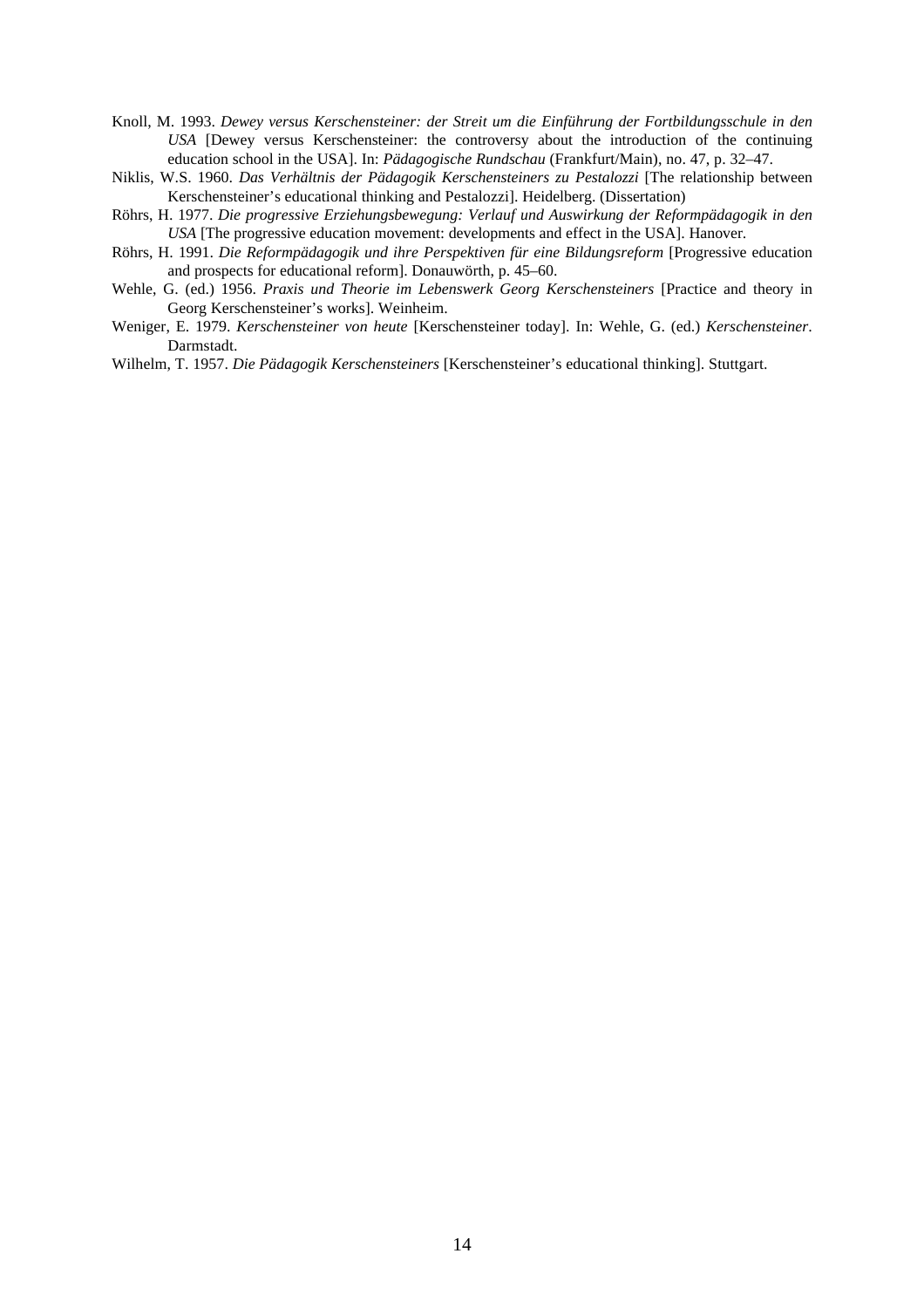Knoll, M. 1993. *Dewey versus Kerschensteiner: der Streit um die Einführung der Fortbildungsschule in den USA* [Dewey versus Kerschensteiner: the controversy about the introduction of the continuing education school in the USA]. In: *Pädagogische Rundschau* (Frankfurt/Main), no. 47, p. 32–47.

Niklis, W.S. 1960. *Das Verhältnis der Pädagogik Kerschensteiners zu Pestalozzi* [The relationship between Kerschensteiner's educational thinking and Pestalozzi]. Heidelberg. (Dissertation)

Röhrs, H. 1977. *Die progressive Erziehungsbewegung: Verlauf und Auswirkung der Reformpädagogik in den USA* [The progressive education movement: developments and effect in the USA]. Hanover.

Röhrs, H. 1991. *Die Reformpädagogik und ihre Perspektiven für eine Bildungsreform* [Progressive education and prospects for educational reform]. Donauwörth, p. 45–60.

Wehle, G. (ed.) 1956. *Praxis und Theorie im Lebenswerk Georg Kerschensteiners* [Practice and theory in Georg Kerschensteiner's works]. Weinheim.

Weniger, E. 1979. *Kerschensteiner von heute* [Kerschensteiner today]. In: Wehle, G. (ed.) *Kerschensteiner*. Darmstadt.

Wilhelm, T. 1957. *Die Pädagogik Kerschensteiners* [Kerschensteiner's educational thinking]. Stuttgart.